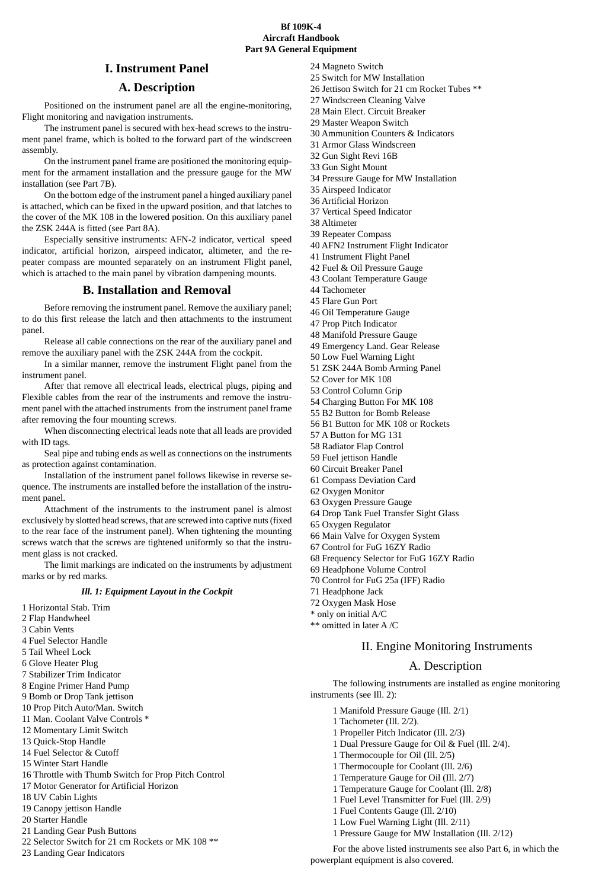# I. Instrument Panel

## A. Description

Positioned on the instrument panel are all the engine-monitoring, Flight monitoring and navigation instruments.

The instrument panel is secured with hex-head screws to the instrument panel frame, which is bolted to the forward part of the windscreen assembly.

On the instrument panel frame are positioned the monitoring equipment for the armament installation and the pressure gauge for the MW installation (see Part 7B).

On the bottom edge of the instrument panel a hinged auxiliary panel is attached, which can be fixed in the upward position, and that latches to the cover of the MK 108 in the lowered position. On this auxiliary panel the ZSK 244A is fitted (see Part 8A).

Especially sensitive instruments: AFN-2 indicator, vertical speed indicator, artificial horizon, airspeed indicator, altimeter, and the repeater compass are mounted separately on an instrument Flight panel, which is attached to the main panel by vibration dampening mounts.

## B. Installation and Removal

Before removing the instrument panel. Remove the auxiliary panel; to do this first release the latch and then attachments to the instrument panel.

Release all cable connections on the rear of the auxiliary panel and remove the auxiliary panel with the ZSK 244A from the cockpit.

In a similar manner, remove the instrument Flight panel from the instrument panel.

After that remove all electrical leads, electrical plugs, piping and Flexible cables from the rear of the instruments and remove the instrument panel with the attached instruments from the instrument panel frame after removing the four mounting screws.

When disconnecting electrical leads note that all leads are provided with ID tags.

Seal pipe and tubing ends as well as connections on the instruments as protection against contamination.

Installation of the instrument panel follows likewise in reverse sequence. The instruments are installed before the installation of the instrument panel.

Attachment of the instruments to the instrument panel is almost exclusively by slotted head screws, that are screwed into captive nuts (fixed to the rear face of the instrument panel). When tightening the mounting screws watch that the screws are tightened uniformly so that the instrument glass is not cracked.

The limit markings are indicated on the instruments by adjustment marks or by red marks.

***Ill. 1: Equipment Layout in the Cockpit***

1 Horizontal Stab. Trim
2 Flap Handwheel
3 Cabin Vents
4 Fuel Selector Handle
5 Tail Wheel Lock
6 Glove Heater Plug
7 Stabilizer Trim Indicator
8 Engine Primer Hand Pump
9 Bomb or Drop Tank jettison
10 Prop Pitch Auto/Man. Switch
11 Man. Coolant Valve Controls *
12 Momentary Limit Switch
13 Quick-Stop Handle
14 Fuel Selector & Cutoff
15 Winter Start Handle
16 Throttle with Thumb Switch for Prop Pitch Control
17 Motor Generator for Artificial Horizon
18 UV Cabin Lights
19 Canopy jettison Handle
20 Starter Handle
21 Landing Gear Push Buttons
22 Selector Switch for 21 cm Rockets or MK 108 **
23 Landing Gear Indicators
24 Magneto Switch
25 Switch for MW Installation
26 Jettison Switch for 21 cm Rocket Tubes **
27 Windscreen Cleaning Valve
28 Main Elect. Circuit Breaker
29 Master Weapon Switch
30 Ammunition Counters & Indicators
31 Armor Glass Windscreen
32 Gun Sight Revi 16B
33 Gun Sight Mount
34 Pressure Gauge for MW Installation
35 Airspeed Indicator
36 Artificial Horizon
37 Vertical Speed Indicator
38 Altimeter
39 Repeater Compass
40 AFN2 Instrument Flight Indicator
41 Instrument Flight Panel
42 Fuel & Oil Pressure Gauge
43 Coolant Temperature Gauge
44 Tachometer
45 Flare Gun Port
46 Oil Temperature Gauge
47 Prop Pitch Indicator
48 Manifold Pressure Gauge
49 Emergency Land. Gear Release
50 Low Fuel Warning Light
51 ZSK 244A Bomb Arming Panel
52 Cover for MK 108
53 Control Column Grip
54 Charging Button For MK 108
55 B2 Button for Bomb Release
56 B1 Button for MK 108 or Rockets
57 A Button for MG 131
58 Radiator Flap Control
59 Fuel jettison Handle
60 Circuit Breaker Panel
61 Compass Deviation Card
62 Oxygen Monitor
63 Oxygen Pressure Gauge
64 Drop Tank Fuel Transfer Sight Glass
65 Oxygen Regulator
66 Main Valve for Oxygen System
67 Control for FuG 16ZY Radio
68 Frequency Selector for FuG 16ZY Radio
69 Headphone Volume Control
70 Control for FuG 25a (IFF) Radio
71 Headphone Jack
72 Oxygen Mask Hose
* only on initial A/C
** omitted in later A /C

# II. Engine Monitoring Instruments

## A. Description

The following instruments are installed as engine monitoring instruments (see Ill. 2):

1 Manifold Pressure Gauge (Ill. 2/1)
1 Tachometer (Ill. 2/2).
1 Propeller Pitch Indicator (Ill. 2/3)
1 Dual Pressure Gauge for Oil & Fuel (Ill. 2/4).
1 Thermocouple for Oil (Ill. 2/5)
1 Thermocouple for Coolant (Ill. 2/6)
1 Temperature Gauge for Oil (Ill. 2/7)
1 Temperature Gauge for Coolant (Ill. 2/8)
1 Fuel Level Transmitter for Fuel (Ill. 2/9)
1 Fuel Contents Gauge (Ill. 2/10)
1 Low Fuel Warning Light (Ill. 2/11)
1 Pressure Gauge for MW Installation (Ill. 2/12)

For the above listed instruments see also Part 6, in which the powerplant equipment is also covered.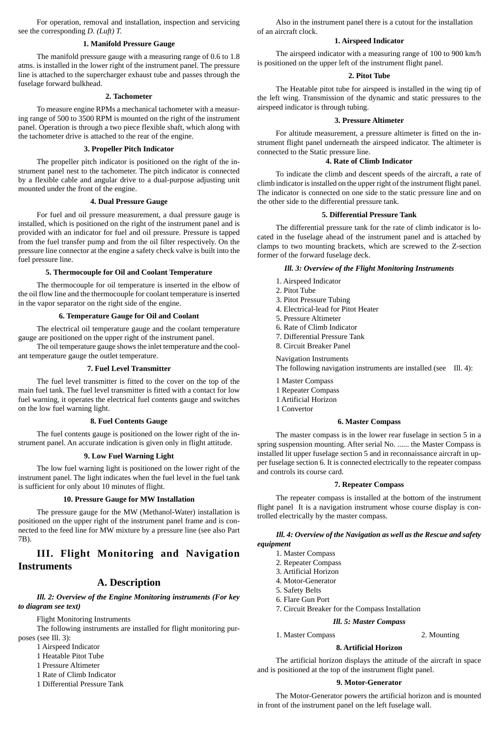For operation, removal and installation, inspection and servicing see the corresponding *D. (Luft) T.*

#### 1. Manifold Pressure Gauge

The manifold pressure gauge with a measuring range of 0.6 to 1.8 atms. is installed in the lower right of the instrument panel. The pressure line is attached to the supercharger exhaust tube and passes through the fuselage forward bulkhead.

#### 2. Tachometer

To measure engine RPMs a mechanical tachometer with a measuring range of 500 to 3500 RPM is mounted on the right of the instrument panel. Operation is through a two piece flexible shaft, which along with the tachometer drive is attached to the rear of the engine.

#### 3. Propeller Pitch Indicator

The propeller pitch indicator is positioned on the right of the instrument panel nest to the tachometer. The pitch indicator is connected by a flexible cable and angular drive to a dual-purpose adjusting unit mounted under the front of the engine.

#### 4. Dual Pressure Gauge

For fuel and oil pressure measurement, a dual pressure gauge is installed, which is positioned on the right of the instrument panel and is provided with an indicator for fuel and oil pressure. Pressure is tapped from the fuel transfer pump and from the oil filter respectively. On the pressure line connector at the engine a safety check valve is built into the fuel pressure line.

#### 5. Thermocouple for Oil and Coolant Temperature

The thermocouple for oil temperature is inserted in the elbow of the oil flow line and the thermocouple for coolant temperature is inserted in the vapor separator on the right side of the engine.

#### 6. Temperature Gauge for Oil and Coolant

The electrical oil temperature gauge and the coolant temperature gauge are positioned on the upper right of the instrument panel.

The oil temperature gauge shows the inlet temperature and the coolant temperature gauge the outlet temperature.

#### 7. Fuel Level Transmitter

The fuel level transmitter is fitted to the cover on the top of the main fuel tank. The fuel level transmitter is fitted with a contact for low fuel warning, it operates the electrical fuel contents gauge and switches on the low fuel warning light.

#### 8. Fuel Contents Gauge

The fuel contents gauge is positioned on the lower right of the instrument panel. An accurate indication is given only in flight attitude.

#### 9. Low Fuel Warning Light

The low fuel warning light is positioned on the lower right of the instrument panel. The light indicates when the fuel level in the fuel tank is sufficient for only about 10 minutes of flight.

#### 10. Pressure Gauge for MW Installation

The pressure gauge for the MW (Methanol-Water) installation is positioned on the upper right of the instrument panel frame and is connected to the feed line for MW mixture by a pressure line (see also Part 7B).

## III. Flight Monitoring and Navigation Instruments

### A. Description

***Ill. 2: Overview of the Engine Monitoring instruments (For key to diagram see text)***

Flight Monitoring Instruments

The following instruments are installed for flight monitoring purposes (see Ill. 3):

1 Airspeed Indicator
1 Heatable Pitot Tube
1 Pressure Altimeter
1 Rate of Climb Indicator
1 Differential Pressure Tank

Also in the instrument panel there is a cutout for the installation of an aircraft clock.

#### 1. Airspeed Indicator

The airspeed indicator with a measuring range of 100 to 900 km/h is positioned on the upper left of the instrument flight panel.

#### 2. Pitot Tube

The Heatable pitot tube for airspeed is installed in the wing tip of the left wing. Transmission of the dynamic and static pressures to the airspeed indicator is through tubing.

#### 3. Pressure Altimeter

For altitude measurement, a pressure altimeter is fitted on the instrument flight panel underneath the airspeed indicator. The altimeter is connected to the Static pressure line.

#### 4. Rate of Climb Indicator

To indicate the climb and descent speeds of the aircraft, a rate of climb indicator is installed on the upper right of the instrument flight panel. The indicator is connected on one side to the static pressure line and on the other side to the differential pressure tank.

#### 5. Differential Pressure Tank

The differential pressure tank for the rate of climb indicator is located in the fuselage ahead of the instrument panel and is attached by clamps to two mounting brackets, which are screwed to the Z-section former of the forward fuselage deck.

***Ill. 3: Overview of the Flight Monitoring Instruments***

1. Airspeed Indicator
2. Pitot Tube
3. Pitot Pressure Tubing
4. Electrical-lead for Pitot Heater
5. Pressure Altimeter
6. Rate of Climb Indicator
7. Differential Pressure Tank
8. Circuit Breaker Panel

Navigation Instruments

The following navigation instruments are installed (see Ill. 4):

1 Master Compass
1 Repeater Compass
1 Artificial Horizon
1 Convertor

#### 6. Master Compass

The master compass is in the lower rear fuselage in section 5 in a spring suspension mounting. After serial No. ...... the Master Compass is installed lit upper fuselage section 5 and in reconnaissance aircraft in upper fuselage section 6. It is connected electrically to the repeater compass and controls its course card.

#### 7. Repeater Compass

The repeater compass is installed at the bottom of the instrument flight panel It is a navigation instrument whose course display is controlled electrically by the master compass.

***Ill. 4: Overview of the Navigation as well as the Rescue and safety equipment***

1. Master Compass
2. Repeater Compass
3. Artificial Horizon
4. Motor-Generator
5. Safety Belts
6. Flare Gun Port
7. Circuit Breaker for the Compass Installation

***Ill. 5: Master Compass***

1. Master Compass
2. Mounting

#### 8. Artificial Horizon

The artificial horizon displays the attitude of the aircraft in space and is positioned at the top of the instrument flight panel.

#### 9. Motor-Generator

The Motor-Generator powers the artificial horizon and is mounted in front of the instrument panel on the left fuselage wall.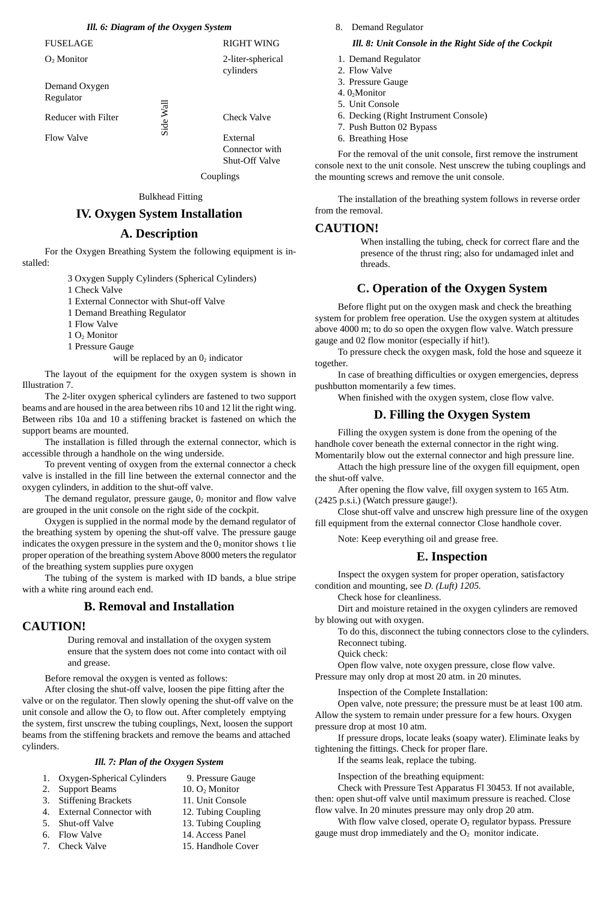***Ill. 6: Diagram of the Oxygen System***

| FUSELAGE | | RIGHT WING |
|---|---|---|
| $O_2$ Monitor | | 2-liter-spherical cylinders |
| Demand Oxygen Regulator | | |
| Reducer with Filter | Side Wall | Check Valve |
| Flow Valve | | External Connector with Shut-Off Valve |
| | | Couplings |

Bulkhead Fitting

## IV. Oxygen System Installation

### A. Description

For the Oxygen Breathing System the following equipment is installed:

3 Oxygen Supply Cylinders (Spherical Cylinders)
1 Check Valve
1 External Connector with Shut-off Valve
1 Demand Breathing Regulator
1 Flow Valve
1 $O_2$ Monitor
1 Pressure Gauge
will be replaced by an $0_2$ indicator

The layout of the equipment for the oxygen system is shown in Illustration 7.

The 2-liter oxygen spherical cylinders are fastened to two support beams and are housed in the area between ribs 10 and 12 lit the right wing. Between ribs 10a and 10 a stiffening bracket is fastened on which the support beams are mounted.

The installation is filled through the external connector, which is accessible through a handhole on the wing underside.

To prevent venting of oxygen from the external connector a check valve is installed in the fill line between the external connector and the oxygen cylinders, in addition to the shut-off valve.

The demand regulator, pressure gauge, $0_2$ monitor and flow valve are grouped in the unit console on the right side of the cockpit.

Oxygen is supplied in the normal mode by the demand regulator of the breathing system by opening the shut-off valve. The pressure gauge indicates the oxygen pressure in the system and the $0_2$ monitor shows t lie proper operation of the breathing system Above 8000 meters the regulator of the breathing system supplies pure oxygen

The tubing of the system is marked with ID bands, a blue stripe with a white ring around each end.

### B. Removal and Installation

## CAUTION!

During removal and installation of the oxygen system ensure that the system does not come into contact with oil and grease.

Before removal the oxygen is vented as follows:

After closing the shut-off valve, loosen the pipe fitting after the valve or on the regulator. Then slowly opening the shut-off valve on the unit console and allow the $O_2$ to flow out. After completely emptying the system, first unscrew the tubing couplings, Next, loosen the support beams from the stiffening brackets and remove the beams and attached cylinders.

***Ill. 7: Plan of the Oxygen System***

1. Oxygen-Spherical Cylinders
2. Support Beams
3. Stiffening Brackets
4. External Connector with
5. Shut-off Valve
6. Flow Valve
7. Check Valve
8. Demand Regulator
9. Pressure Gauge
10. $O_2$ Monitor
11. Unit Console
12. Tubing Coupling
13. Tubing Coupling
14. Access Panel
15. Handhole Cover

***Ill. 8: Unit Console in the Right Side of the Cockpit***

1. Demand Regulator
2. Flow Valve
3. Pressure Gauge
4. $0_2$Monitor
5. Unit Console
6. Decking (Right Instrument Console)
7. Push Button 02 Bypass
6. Breathing Hose

For the removal of the unit console, first remove the instrument console next to the unit console. Nest unscrew the tubing couplings and the mounting screws and remove the unit console.

The installation of the breathing system follows in reverse order from the removal.

## CAUTION!

When installing the tubing, check for correct flare and the presence of the thrust ring; also for undamaged inlet and threads.

### C. Operation of the Oxygen System

Before flight put on the oxygen mask and check the breathing system for problem free operation. Use the oxygen system at altitudes above 4000 m; to do so open the oxygen flow valve. Watch pressure gauge and 02 flow monitor (especially if hit!).

To pressure check the oxygen mask, fold the hose and squeeze it together.

In case of breathing difficulties or oxygen emergencies, depress pushbutton momentarily a few times.

When finished with the oxygen system, close flow valve.

### D. Filling the Oxygen System

Filling the oxygen system is done from the opening of the handhole cover beneath the external connector in the right wing. Momentarily blow out the external connector and high pressure line.

Attach the high pressure line of the oxygen fill equipment, open the shut-off valve.

After opening the flow valve, fill oxygen system to 165 Atm. (2425 p.s.i.) (Watch pressure gauge!).

Close shut-off valve and unscrew high pressure line of the oxygen fill equipment from the external connector Close handhole cover.

Note: Keep everything oil and grease free.

### E. Inspection

Inspect the oxygen system for proper operation, satisfactory condition and mounting, see *D. (Luft) 1205.*

Check hose for cleanliness.

Dirt and moisture retained in the oxygen cylinders are removed by blowing out with oxygen.

To do this, disconnect the tubing connectors close to the cylinders.

Reconnect tubing.

Quick check:

Open flow valve, note oxygen pressure, close flow valve. Pressure may only drop at most 20 atm. in 20 minutes.

Inspection of the Complete Installation:

Open valve, note pressure; the pressure must be at least 100 atm. Allow the system to remain under pressure for a few hours. Oxygen pressure drop at most 10 atm.

If pressure drops, locate leaks (soapy water). Eliminate leaks by tightening the fittings. Check for proper flare.

If the seams leak, replace the tubing.

Inspection of the breathing equipment:

Check with Pressure Test Apparatus Fl 30453. If not available, then: open shut-off valve until maximum pressure is reached. Close flow valve. In 20 minutes pressure may only drop 20 atm.

With flow valve closed, operate $O_2$ regulator bypass. Pressure gauge must drop immediately and the $O_2$ monitor indicate.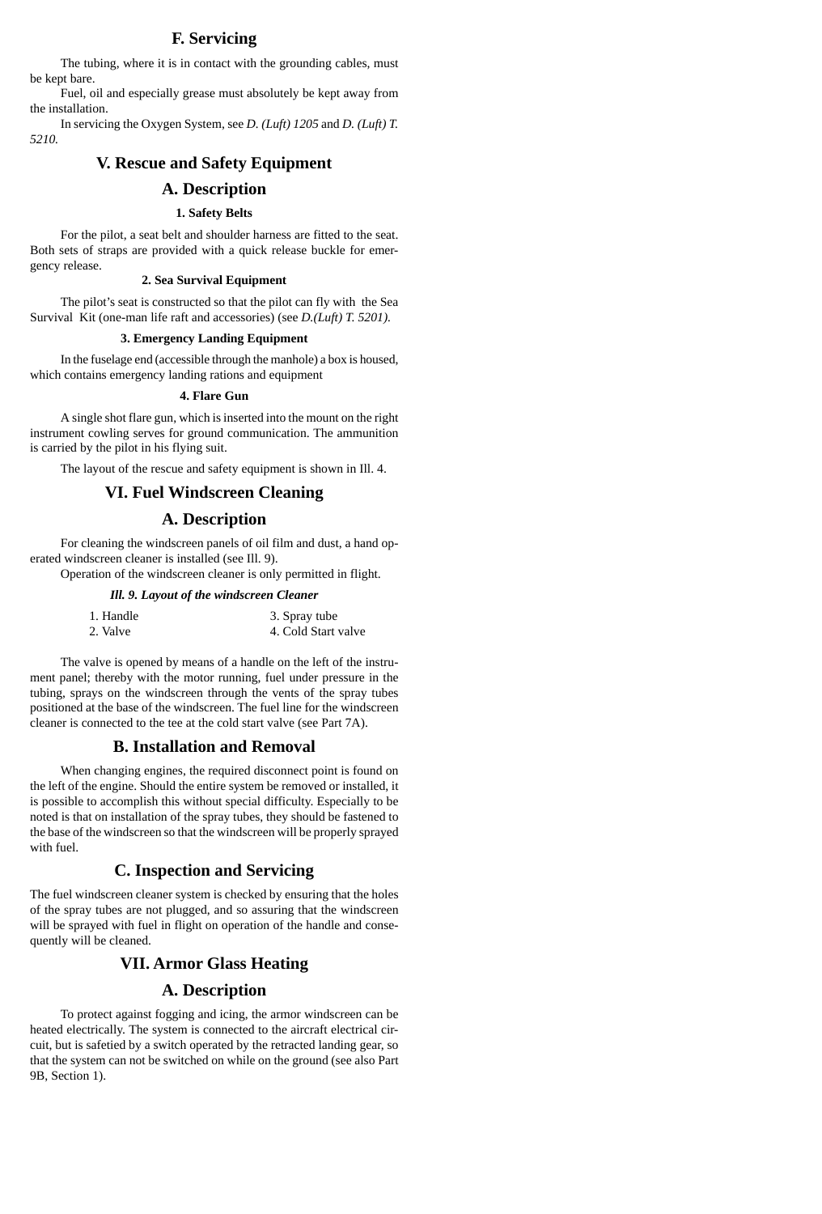## F. Servicing

The tubing, where it is in contact with the grounding cables, must be kept bare.

Fuel, oil and especially grease must absolutely be kept away from the installation.

In servicing the Oxygen System, see *D. (Luft) 1205* and *D. (Luft) T. 5210.*

# V. Rescue and Safety Equipment

## A. Description

### 1. Safety Belts

For the pilot, a seat belt and shoulder harness are fitted to the seat. Both sets of straps are provided with a quick release buckle for emergency release.

### 2. Sea Survival Equipment

The pilot's seat is constructed so that the pilot can fly with the Sea Survival Kit (one-man life raft and accessories) (see *D.(Luft) T. 5201).*

### 3. Emergency Landing Equipment

In the fuselage end (accessible through the manhole) a box is housed, which contains emergency landing rations and equipment

### 4. Flare Gun

A single shot flare gun, which is inserted into the mount on the right instrument cowling serves for ground communication. The ammunition is carried by the pilot in his flying suit.

The layout of the rescue and safety equipment is shown in Ill. 4.

# VI. Fuel Windscreen Cleaning

## A. Description

For cleaning the windscreen panels of oil film and dust, a hand operated windscreen cleaner is installed (see Ill. 9).

Operation of the windscreen cleaner is only permitted in flight.

***Ill. 9. Layout of the windscreen Cleaner***

| | |
|---|---|
| 1. Handle | 3. Spray tube |
| 2. Valve | 4. Cold Start valve |

The valve is opened by means of a handle on the left of the instrument panel; thereby with the motor running, fuel under pressure in the tubing, sprays on the windscreen through the vents of the spray tubes positioned at the base of the windscreen. The fuel line for the windscreen cleaner is connected to the tee at the cold start valve (see Part 7A).

## B. Installation and Removal

When changing engines, the required disconnect point is found on the left of the engine. Should the entire system be removed or installed, it is possible to accomplish this without special difficulty. Especially to be noted is that on installation of the spray tubes, they should be fastened to the base of the windscreen so that the windscreen will be properly sprayed with fuel.

## C. Inspection and Servicing

The fuel windscreen cleaner system is checked by ensuring that the holes of the spray tubes are not plugged, and so assuring that the windscreen will be sprayed with fuel in flight on operation of the handle and consequently will be cleaned.

# VII. Armor Glass Heating

## A. Description

To protect against fogging and icing, the armor windscreen can be heated electrically. The system is connected to the aircraft electrical circuit, but is safetied by a switch operated by the retracted landing gear, so that the system can not be switched on while on the ground (see also Part 9B, Section 1).